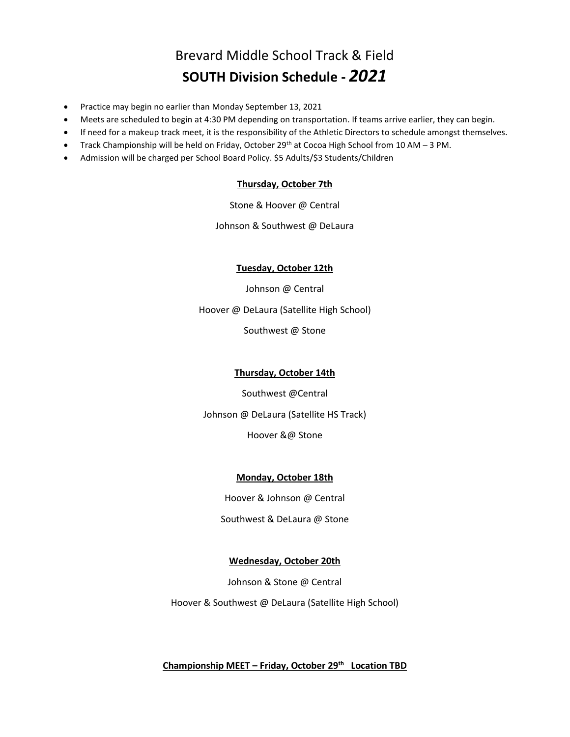# Brevard Middle School Track & Field

## SOUTH Division Schedule - *2021*

- Practice may begin no earlier than Monday September 13, 2021
- Meets are scheduled to begin at 4:30 PM depending on transportation. If teams arrive earlier, they can begin.
- If need for a makeup track meet, it is the responsibility of the Athletic Directors to schedule amongst themselves.
- Track Championship will be held on Friday, October 29th at Cocoa High School from 10 AM – 3 PM.
- Admission will be charged per School Board Policy. $5 Adults/$3 Students/Children

**Thursday, October 7th**

Stone & Hoover @ Central

Johnson & Southwest @ DeLaura

**Tuesday, October 12th**

Johnson @ Central

Hoover @ DeLaura (Satellite High School)

Southwest @ Stone

**Thursday, October 14th**

Southwest @Central

Johnson @ DeLaura (Satellite HS Track)

Hoover &@ Stone

**Monday, October 18th**

Hoover & Johnson @ Central

Southwest & DeLaura @ Stone

**Wednesday, October 20th**

Johnson & Stone @ Central

Hoover & Southwest @ DeLaura (Satellite High School)

**Championship MEET – Friday, October 29th   Location TBD**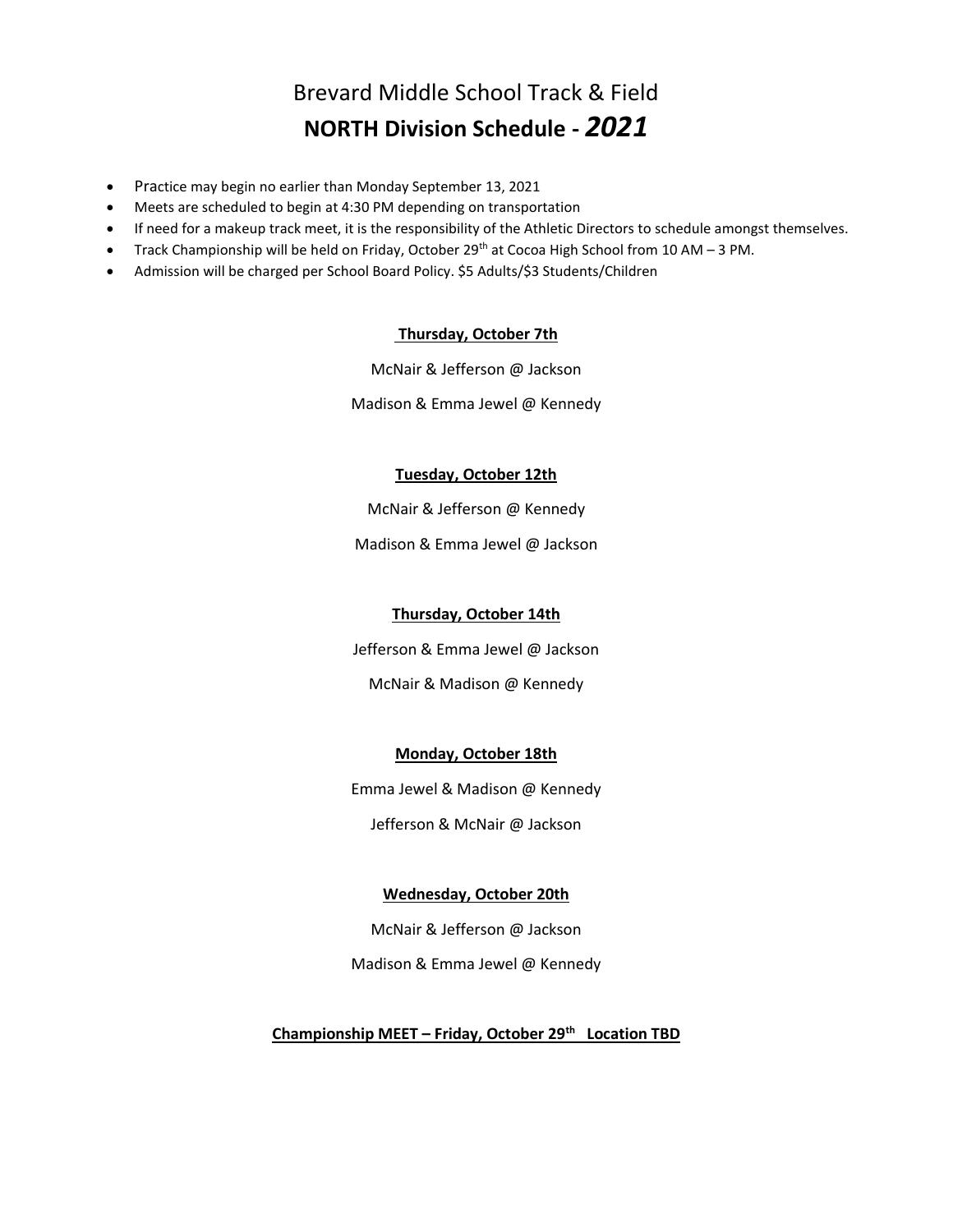# Brevard Middle School Track & Field

## NORTH Division Schedule - *2021*

- Practice may begin no earlier than Monday September 13, 2021
- Meets are scheduled to begin at 4:30 PM depending on transportation
- If need for a makeup track meet, it is the responsibility of the Athletic Directors to schedule amongst themselves.
- Track Championship will be held on Friday, October 29th at Cocoa High School from 10 AM – 3 PM.
- Admission will be charged per School Board Policy. $5 Adults/$3 Students/Children

**Thursday, October 7th**

McNair & Jefferson @ Jackson

Madison & Emma Jewel @ Kennedy

**Tuesday, October 12th**

McNair & Jefferson @ Kennedy

Madison & Emma Jewel @ Jackson

**Thursday, October 14th**

Jefferson & Emma Jewel @ Jackson

McNair & Madison @ Kennedy

**Monday, October 18th**

Emma Jewel & Madison @ Kennedy

Jefferson & McNair @ Jackson

**Wednesday, October 20th**

McNair & Jefferson @ Jackson

Madison & Emma Jewel @ Kennedy

**Championship MEET – Friday, October 29th Location TBD**